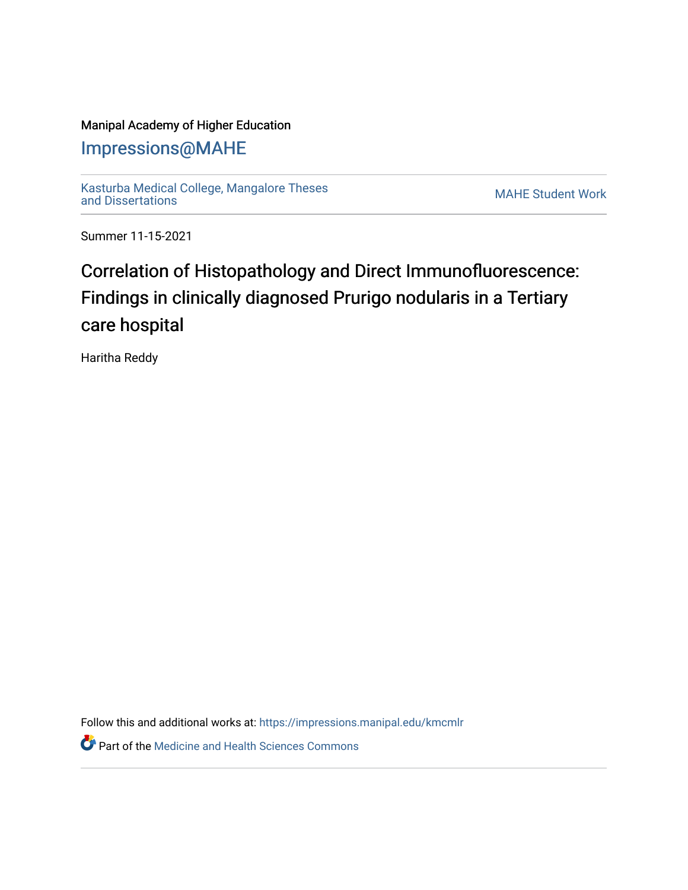Manipal Academy of Higher Education

# Impressions@MAHE

Kasturba Medical College, Mangalore Theses and Dissertations

MAHE Student Work

Summer 11-15-2021

# Correlation of Histopathology and Direct Immunofluorescence: Findings in clinically diagnosed Prurigo nodularis in a Tertiary care hospital

Haritha Reddy

Follow this and additional works at: https://impressions.manipal.edu/kmcmlr

Part of the Medicine and Health Sciences Commons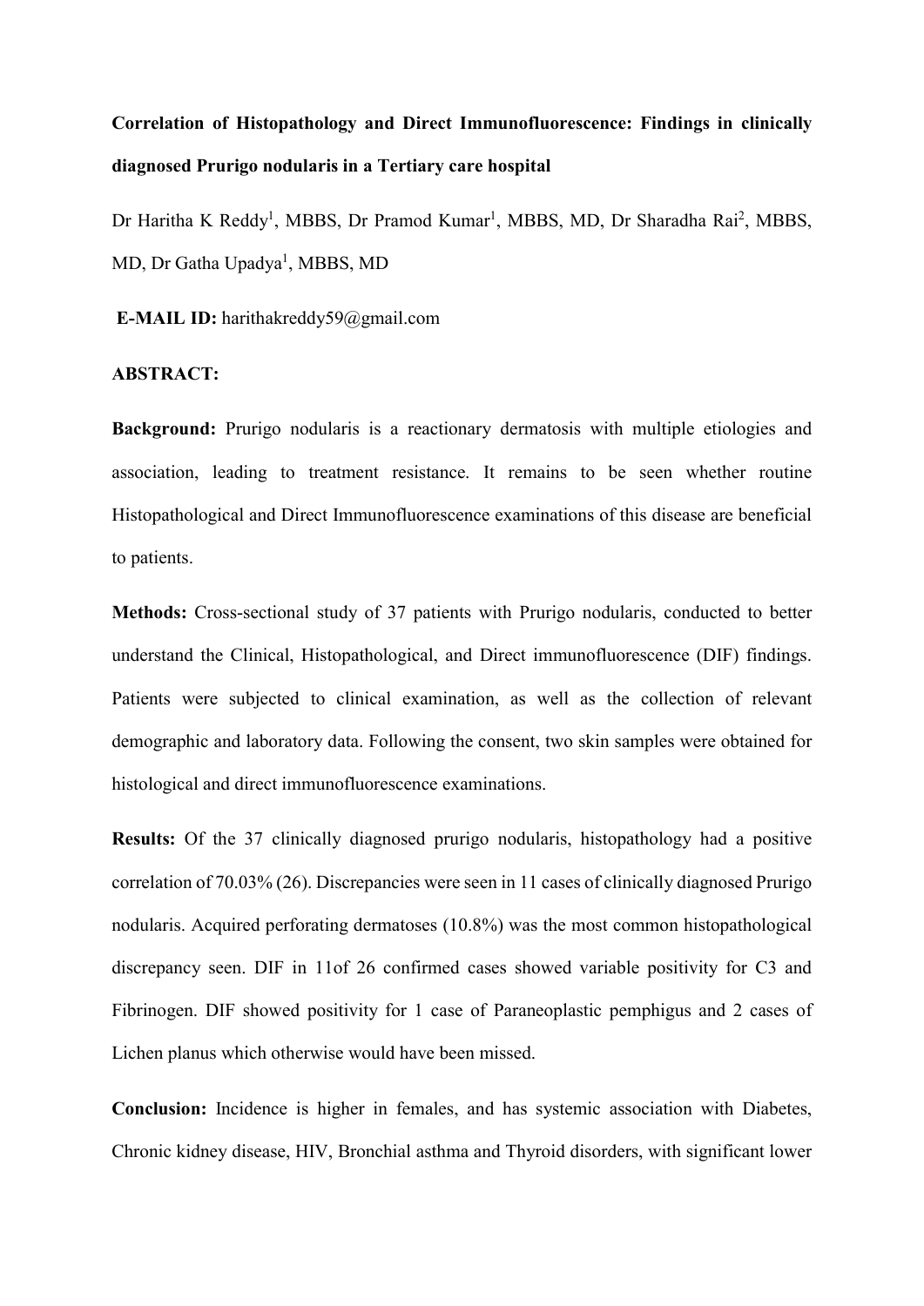**Correlation of Histopathology and Direct Immunofluorescence: Findings in clinically diagnosed Prurigo nodularis in a Tertiary care hospital**

Dr Haritha K Reddy[1], MBBS, Dr Pramod Kumar[1], MBBS, MD, Dr Sharadha Rai[2], MBBS, MD, Dr Gatha Upadya[1], MBBS, MD

**E-MAIL ID:** harithakreddy59@gmail.com

**ABSTRACT:**

**Background:** Prurigo nodularis is a reactionary dermatosis with multiple etiologies and association, leading to treatment resistance. It remains to be seen whether routine Histopathological and Direct Immunofluorescence examinations of this disease are beneficial to patients.

**Methods:** Cross-sectional study of 37 patients with Prurigo nodularis, conducted to better understand the Clinical, Histopathological, and Direct immunofluorescence (DIF) findings. Patients were subjected to clinical examination, as well as the collection of relevant demographic and laboratory data. Following the consent, two skin samples were obtained for histological and direct immunofluorescence examinations.

**Results:** Of the 37 clinically diagnosed prurigo nodularis, histopathology had a positive correlation of 70.03% (26). Discrepancies were seen in 11 cases of clinically diagnosed Prurigo nodularis. Acquired perforating dermatoses (10.8%) was the most common histopathological discrepancy seen. DIF in 11of 26 confirmed cases showed variable positivity for C3 and Fibrinogen. DIF showed positivity for 1 case of Paraneoplastic pemphigus and 2 cases of Lichen planus which otherwise would have been missed.

**Conclusion:** Incidence is higher in females, and has systemic association with Diabetes, Chronic kidney disease, HIV, Bronchial asthma and Thyroid disorders, with significant lower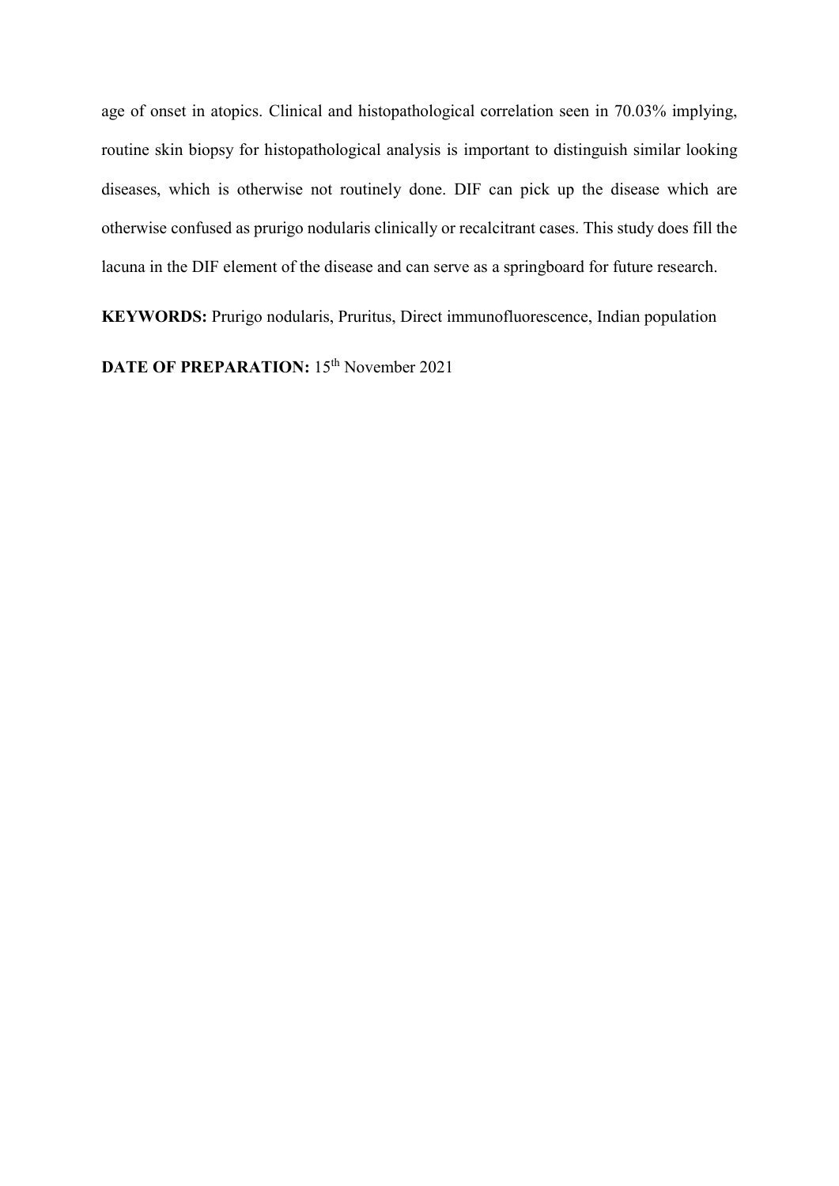age of onset in atopics. Clinical and histopathological correlation seen in 70.03% implying, routine skin biopsy for histopathological analysis is important to distinguish similar looking diseases, which is otherwise not routinely done. DIF can pick up the disease which are otherwise confused as prurigo nodularis clinically or recalcitrant cases. This study does fill the lacuna in the DIF element of the disease and can serve as a springboard for future research.

**KEYWORDS:** Prurigo nodularis, Pruritus, Direct immunofluorescence, Indian population

**DATE OF PREPARATION:** 15th November 2021